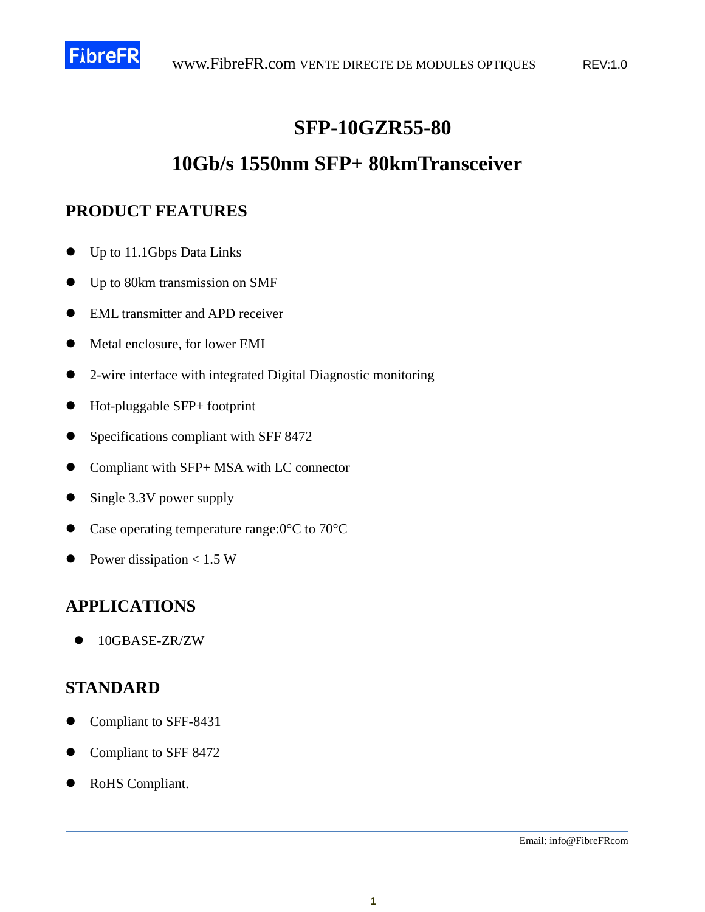# SFP-10GZR55-80

# 10Gb/s 1550nm SFP+ 80kmTransceiver

## PRODUCT FEATURES

- Up to 11.1Gbps Data Links
- Up to 80km transmission on SMF
- EML transmitter and APD receiver
- Metal enclosure, for lower EMI
- 2-wire interface with integrated Digital Diagnostic monitoring
- Hot-pluggable SFP+ footprint
- Specifications compliant with SFF 8472
- Compliant with SFP+ MSA with LC connector
- Single 3.3V power supply
- Case operating temperature range:0°C to 70°C
- Power dissipation < 1.5 W

## APPLICATIONS

- 10GBASE-ZR/ZW

## STANDARD

- Compliant to SFF-8431
- Compliant to SFF 8472
- RoHS Compliant.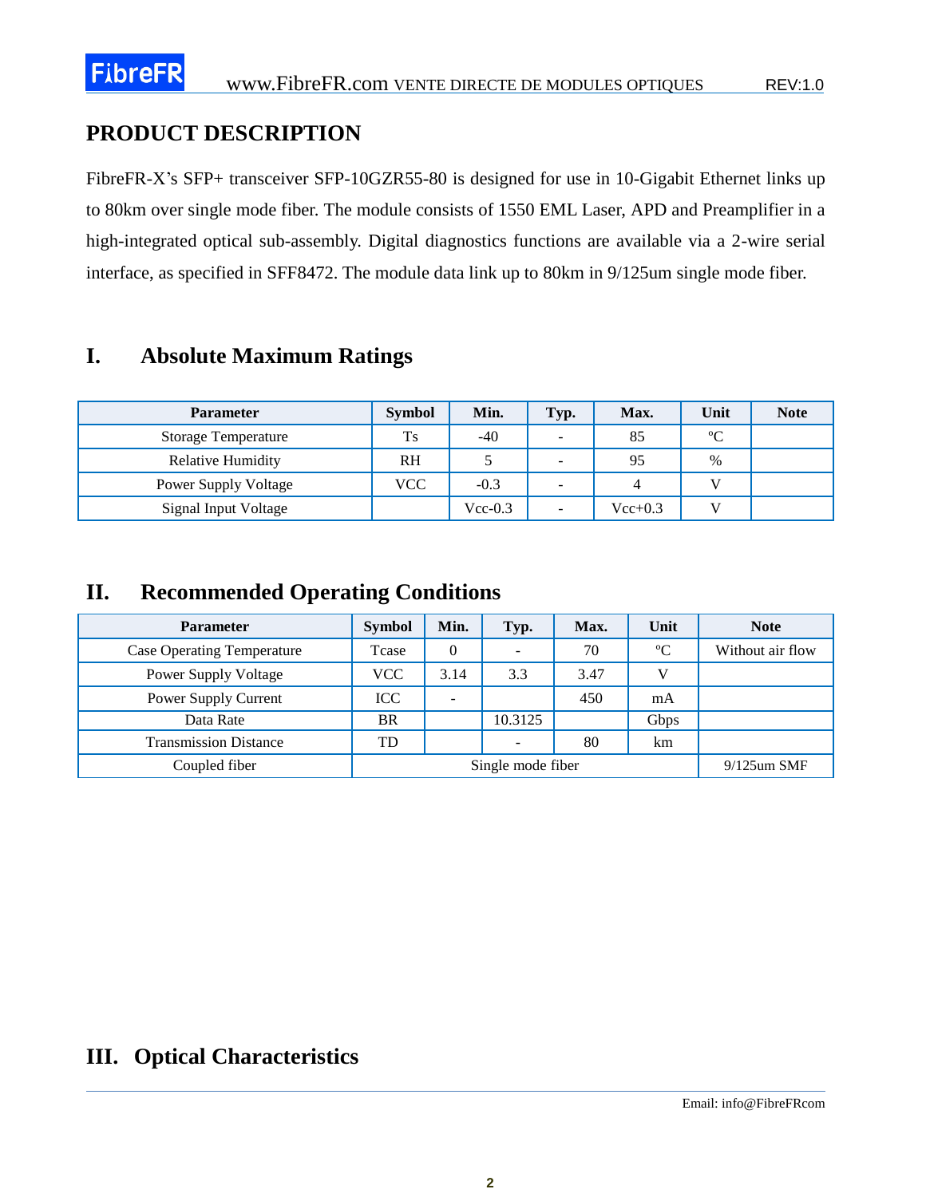## PRODUCT DESCRIPTION

FibreFR-X's SFP+ transceiver SFP-10GZR55-80 is designed for use in 10-Gigabit Ethernet links up to 80km over single mode fiber. The module consists of 1550 EML Laser, APD and Preamplifier in a high-integrated optical sub-assembly. Digital diagnostics functions are available via a 2-wire serial interface, as specified in SFF8472. The module data link up to 80km in 9/125um single mode fiber.

## I. Absolute Maximum Ratings

| Parameter | Symbol | Min. | Typ. | Max. | Unit | Note |
|---|---|---|---|---|---|---|
| Storage Temperature | Ts | -40 | - | 85 | °C | |
| Relative Humidity | RH | 5 | - | 95 | % | |
| Power Supply Voltage | VCC | -0.3 | - | 4 | V | |
| Signal Input Voltage | | Vcc-0.3 | - | Vcc+0.3 | V | |

## II. Recommended Operating Conditions

| Parameter | Symbol | Min. | Typ. | Max. | Unit | Note |
|---|---|---|---|---|---|---|
| Case Operating Temperature | Tcase | 0 | - | 70 | °C | Without air flow |
| Power Supply Voltage | VCC | 3.14 | 3.3 | 3.47 | V | |
| Power Supply Current | ICC | - | | 450 | mA | |
| Data Rate | BR | | 10.3125 | | Gbps | |
| Transmission Distance | TD | | - | 80 | km | |
| Coupled fiber | Single mode fiber | | | | | 9/125um SMF |

## III. Optical Characteristics

Email: info@FibreFRcom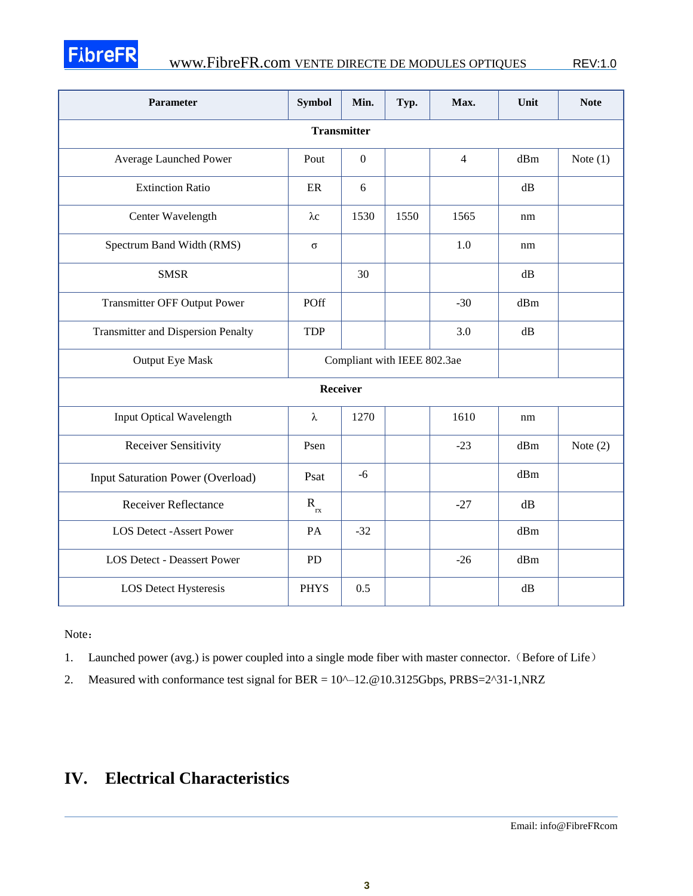| Parameter | Symbol | Min. | Typ. | Max. | Unit | Note |
| --- | --- | --- | --- | --- | --- | --- |
| **Transmitter** | | | | | | |
| Average Launched Power | Pout | 0 | | 4 | dBm | Note (1) |
| Extinction Ratio | ER | 6 | | | dB | |
| Center Wavelength | λc | 1530 | 1550 | 1565 | nm | |
| Spectrum Band Width (RMS) | σ | | | 1.0 | nm | |
| SMSR | | 30 | | | dB | |
| Transmitter OFF Output Power | POff | | | -30 | dBm | |
| Transmitter and Dispersion Penalty | TDP | | | 3.0 | dB | |
| Output Eye Mask | Compliant with IEEE 802.3ae | | | | | |
| **Receiver** | | | | | | |
| Input Optical Wavelength | λ | 1270 | | 1610 | nm | |
| Receiver Sensitivity | Psen | | | -23 | dBm | Note (2) |
| Input Saturation Power (Overload) | Psat | -6 | | | dBm | |
| Receiver Reflectance | $R_{rx}$ | | | -27 | dB | |
| LOS Detect -Assert Power | PA | -32 | | | dBm | |
| LOS Detect - Deassert Power | PD | | | -26 | dBm | |
| LOS Detect Hysteresis | PHYS | 0.5 | | | dB | |

Note：

1. Launched power (avg.) is power coupled into a single mode fiber with master connector.（Before of Life）
2. Measured with conformance test signal for BER = 10^–12.@10.3125Gbps, PRBS=2^31-1,NRZ

# IV. Electrical Characteristics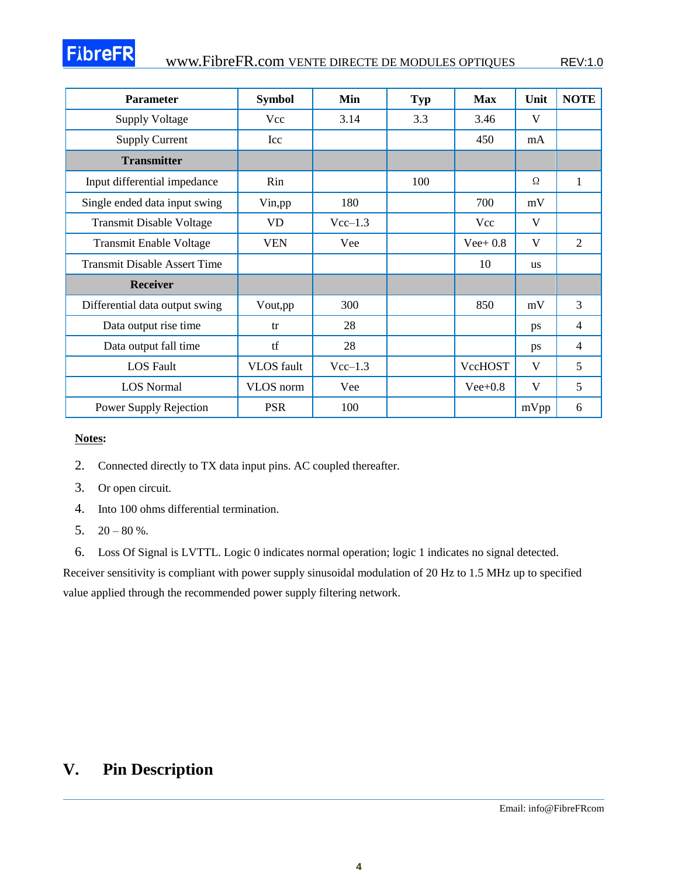| Parameter | Symbol | Min | Typ | Max | Unit | NOTE |
|---|---|---|---|---|---|---|
| Supply Voltage | Vcc | 3.14 | 3.3 | 3.46 | V | |
| Supply Current | Icc | | | 450 | mA | |
| **Transmitter** | | | | | | |
| Input differential impedance | Rin | | 100 | | Ω | 1 |
| Single ended data input swing | Vin,pp | 180 | | 700 | mV | |
| Transmit Disable Voltage | VD | Vcc–1.3 | | Vcc | V | |
| Transmit Enable Voltage | VEN | Vee | | Vee+ 0.8 | V | 2 |
| Transmit Disable Assert Time | | | | 10 | us | |
| **Receiver** | | | | | | |
| Differential data output swing | Vout,pp | 300 | | 850 | mV | 3 |
| Data output rise time | tr | 28 | | | ps | 4 |
| Data output fall time | tf | 28 | | | ps | 4 |
| LOS Fault | VLOS fault | Vcc–1.3 | | VccHOST | V | 5 |
| LOS Normal | VLOS norm | Vee | | Vee+0.8 | V | 5 |
| Power Supply Rejection | PSR | 100 | | | mVpp | 6 |

**Notes:**

2. Connected directly to TX data input pins. AC coupled thereafter.
3. Or open circuit.
4. Into 100 ohms differential termination.
5. 20 – 80 %.
6. Loss Of Signal is LVTTL. Logic 0 indicates normal operation; logic 1 indicates no signal detected.

Receiver sensitivity is compliant with power supply sinusoidal modulation of 20 Hz to 1.5 MHz up to specified value applied through the recommended power supply filtering network.

# V. Pin Description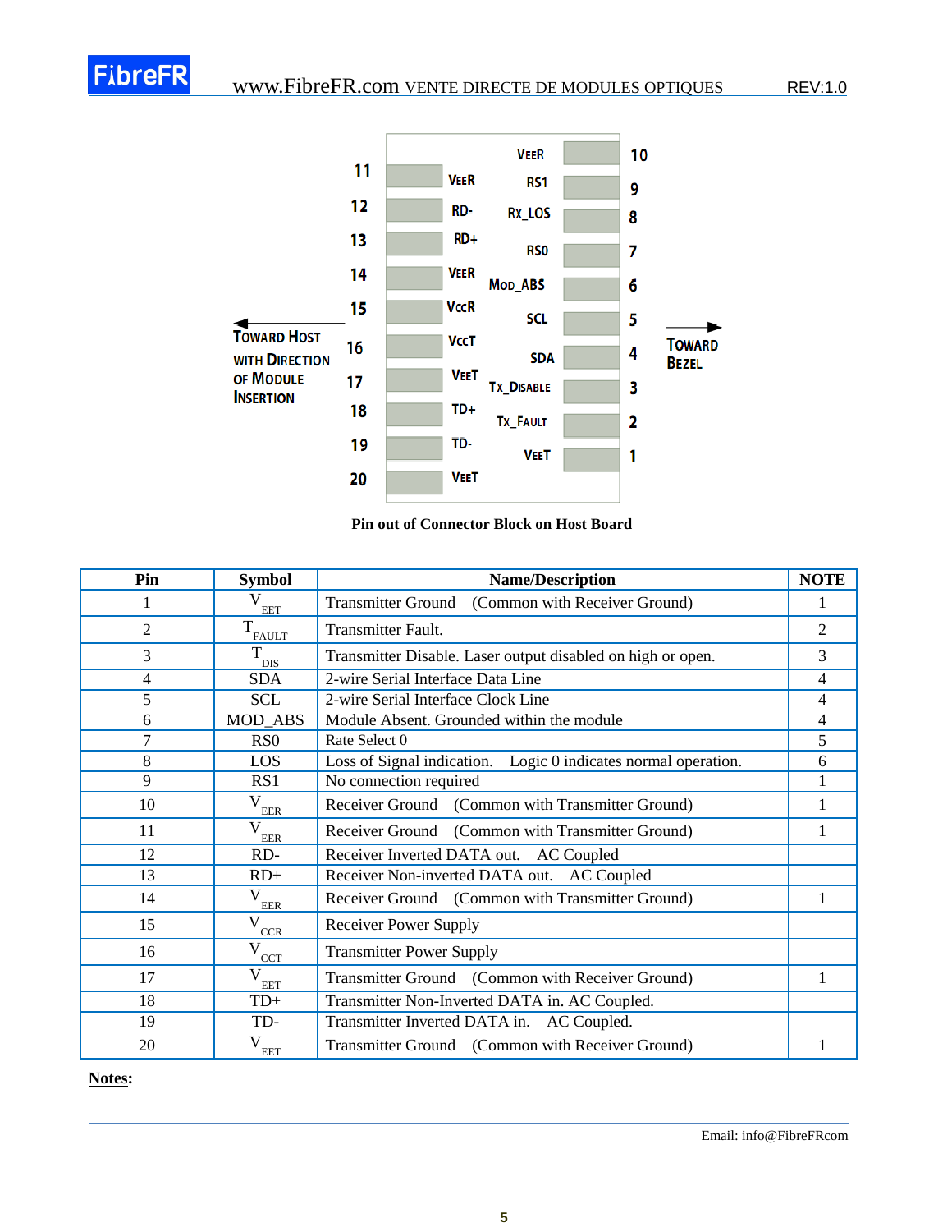| | | | | |
|---|---|---|---|---|
| 11 | VeeR | VeeR | | 10 |
| 12 | RD- | RS1 | | 9 |
| 13 | RD+ | Rx_LOS | | 8 |
| 14 | VeeR | RS0 | | 7 |
| 15 | VccR | Mod_ABS | | 6 |
| 16 | VccT | SCL | | 5 |
| 17 | VeeT | SDA | | 4 |
| 18 | TD+ | Tx_Disable | | 3 |
| 19 | TD- | Tx_Fault | | 2 |
| 20 | VeeT | VeeT | | 1 |

Toward Host with Direction of Module Insertion ← → Toward Bezel

**Pin out of Connector Block on Host Board**

| Pin | Symbol | Name/Description | NOTE |
|---|---|---|---|
| 1 | $V_{EET}$ | Transmitter Ground (Common with Receiver Ground) | 1 |
| 2 | $T_{FAULT}$ | Transmitter Fault. | 2 |
| 3 | $T_{DIS}$ | Transmitter Disable. Laser output disabled on high or open. | 3 |
| 4 | SDA | 2-wire Serial Interface Data Line | 4 |
| 5 | SCL | 2-wire Serial Interface Clock Line | 4 |
| 6 | MOD_ABS | Module Absent. Grounded within the module | 4 |
| 7 | RS0 | Rate Select 0 | 5 |
| 8 | LOS | Loss of Signal indication. Logic 0 indicates normal operation. | 6 |
| 9 | RS1 | No connection required | 1 |
| 10 | $V_{EER}$ | Receiver Ground (Common with Transmitter Ground) | 1 |
| 11 | $V_{EER}$ | Receiver Ground (Common with Transmitter Ground) | 1 |
| 12 | RD- | Receiver Inverted DATA out. AC Coupled | |
| 13 | RD+ | Receiver Non-inverted DATA out. AC Coupled | |
| 14 | $V_{EER}$ | Receiver Ground (Common with Transmitter Ground) | 1 |
| 15 | $V_{CCR}$ | Receiver Power Supply | |
| 16 | $V_{CCT}$ | Transmitter Power Supply | |
| 17 | $V_{EET}$ | Transmitter Ground (Common with Receiver Ground) | 1 |
| 18 | TD+ | Transmitter Non-Inverted DATA in. AC Coupled. | |
| 19 | TD- | Transmitter Inverted DATA in. AC Coupled. | |
| 20 | $V_{EET}$ | Transmitter Ground (Common with Receiver Ground) | 1 |

**Notes:**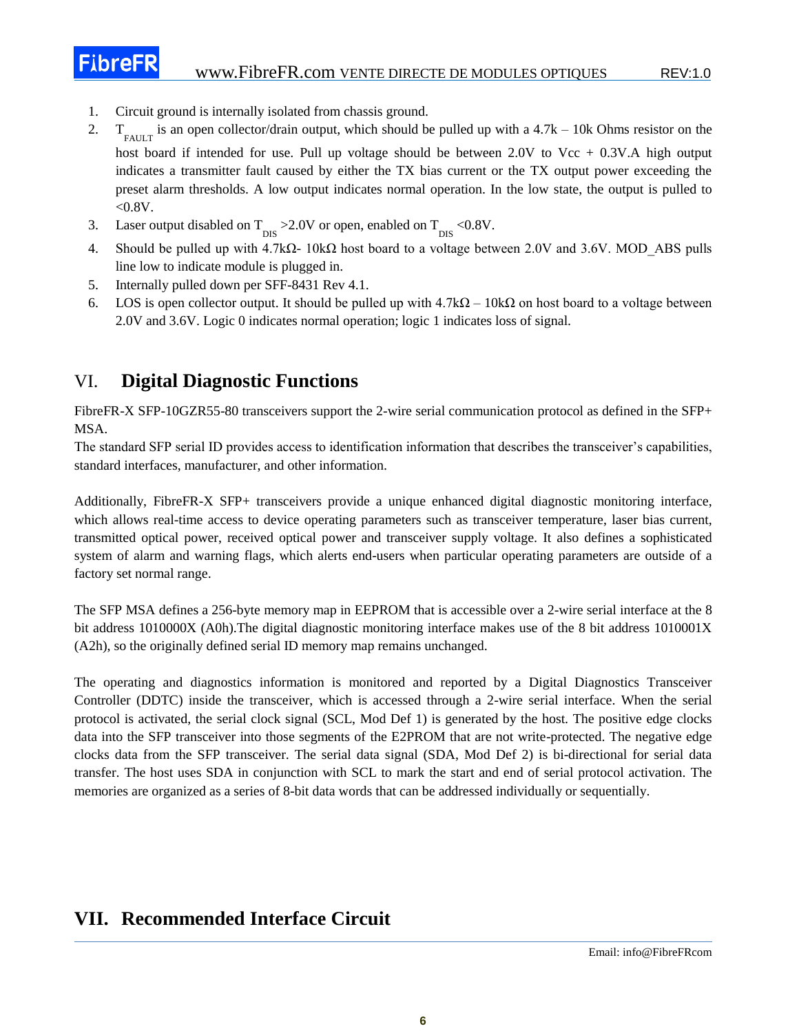1. Circuit ground is internally isolated from chassis ground.
2. $T_{FAULT}$ is an open collector/drain output, which should be pulled up with a 4.7k – 10k Ohms resistor on the host board if intended for use. Pull up voltage should be between 2.0V to Vcc + 0.3V.A high output indicates a transmitter fault caused by either the TX bias current or the TX output power exceeding the preset alarm thresholds. A low output indicates normal operation. In the low state, the output is pulled to <0.8V.
3. Laser output disabled on $T_{DIS}$ >2.0V or open, enabled on $T_{DIS}$ <0.8V.
4. Should be pulled up with 4.7kΩ- 10kΩ host board to a voltage between 2.0V and 3.6V. MOD_ABS pulls line low to indicate module is plugged in.
5. Internally pulled down per SFF-8431 Rev 4.1.
6. LOS is open collector output. It should be pulled up with 4.7kΩ – 10kΩ on host board to a voltage between 2.0V and 3.6V. Logic 0 indicates normal operation; logic 1 indicates loss of signal.

## VI. Digital Diagnostic Functions

FibreFR-X SFP-10GZR55-80 transceivers support the 2-wire serial communication protocol as defined in the SFP+ MSA.
The standard SFP serial ID provides access to identification information that describes the transceiver's capabilities, standard interfaces, manufacturer, and other information.

Additionally, FibreFR-X SFP+ transceivers provide a unique enhanced digital diagnostic monitoring interface, which allows real-time access to device operating parameters such as transceiver temperature, laser bias current, transmitted optical power, received optical power and transceiver supply voltage. It also defines a sophisticated system of alarm and warning flags, which alerts end-users when particular operating parameters are outside of a factory set normal range.

The SFP MSA defines a 256-byte memory map in EEPROM that is accessible over a 2-wire serial interface at the 8 bit address 1010000X (A0h).The digital diagnostic monitoring interface makes use of the 8 bit address 1010001X (A2h), so the originally defined serial ID memory map remains unchanged.

The operating and diagnostics information is monitored and reported by a Digital Diagnostics Transceiver Controller (DDTC) inside the transceiver, which is accessed through a 2-wire serial interface. When the serial protocol is activated, the serial clock signal (SCL, Mod Def 1) is generated by the host. The positive edge clocks data into the SFP transceiver into those segments of the E2PROM that are not write-protected. The negative edge clocks data from the SFP transceiver. The serial data signal (SDA, Mod Def 2) is bi-directional for serial data transfer. The host uses SDA in conjunction with SCL to mark the start and end of serial protocol activation. The memories are organized as a series of 8-bit data words that can be addressed individually or sequentially.

## VII. Recommended Interface Circuit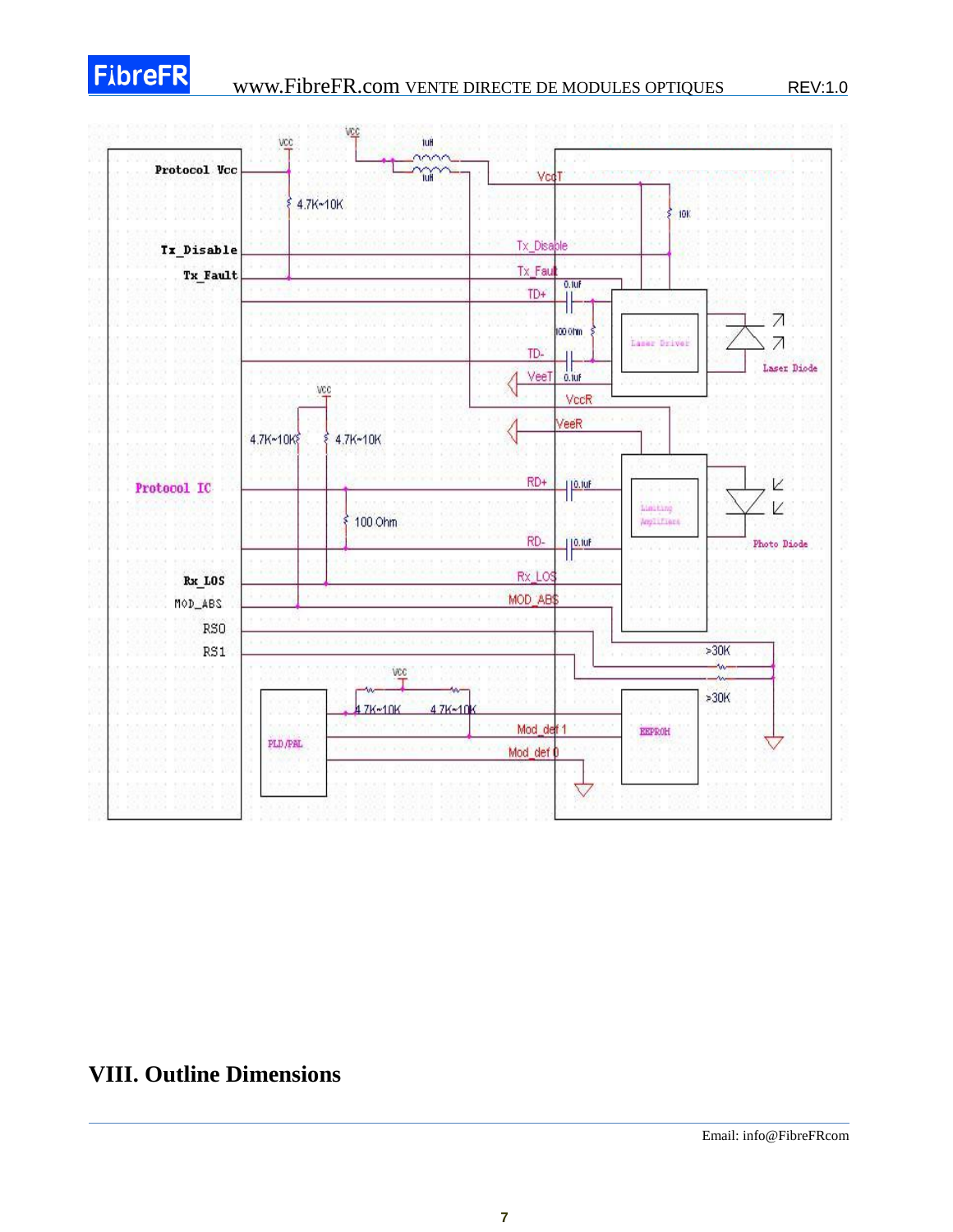Protocol Vcc

Tx_Disable

Tx_Fault

Protocol IC

Rx_LOS

MOD_ABS

RS0

RS1

PLD/PAL

VCC

1uH

1uH

4.7K~10K

VccT

10K

Tx_Disable

Tx_Fault

TD+

0.1uF

100 Ohm

TD-

0.1uF

VeeT

Laser Driver

Laser Diode

VCC

4.7K~10K

4.7K~10K

VccR

VeeR

RD+

0.1uF

100 Ohm

RD-

0.1uF

Limiting Amplifiers

Photo Diode

Rx_LOS

MOD_ABS

>30K

>30K

VCC

4.7K~10K

4.7K~10K

Mod_def 1

Mod_def 0

EEPROM

## VIII. Outline Dimensions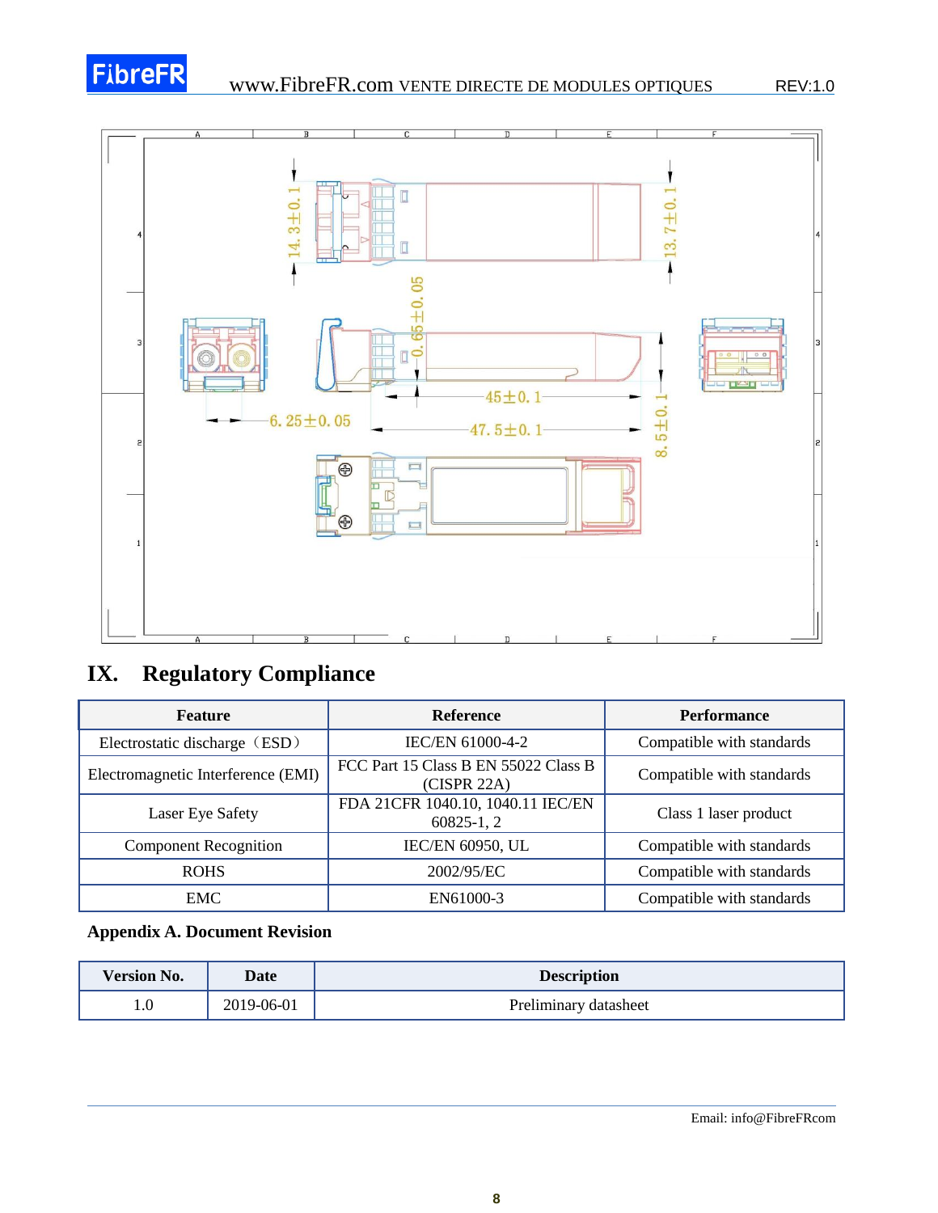14.3±0.1

13.7±0.1

0.65±0.05

45±0.1

6.25±0.05

47.5±0.1

8.5±0.1

## IX. Regulatory Compliance

| Feature | Reference | Performance |
|---|---|---|
| Electrostatic discharge（ESD） | IEC/EN 61000-4-2 | Compatible with standards |
| Electromagnetic Interference (EMI) | FCC Part 15 Class B EN 55022 Class B (CISPR 22A) | Compatible with standards |
| Laser Eye Safety | FDA 21CFR 1040.10, 1040.11 IEC/EN 60825-1, 2 | Class 1 laser product |
| Component Recognition | IEC/EN 60950, UL | Compatible with standards |
| ROHS | 2002/95/EC | Compatible with standards |
| EMC | EN61000-3 | Compatible with standards |

**Appendix A. Document Revision**

| Version No. | Date | Description |
|---|---|---|
| 1.0 | 2019-06-01 | Preliminary datasheet |